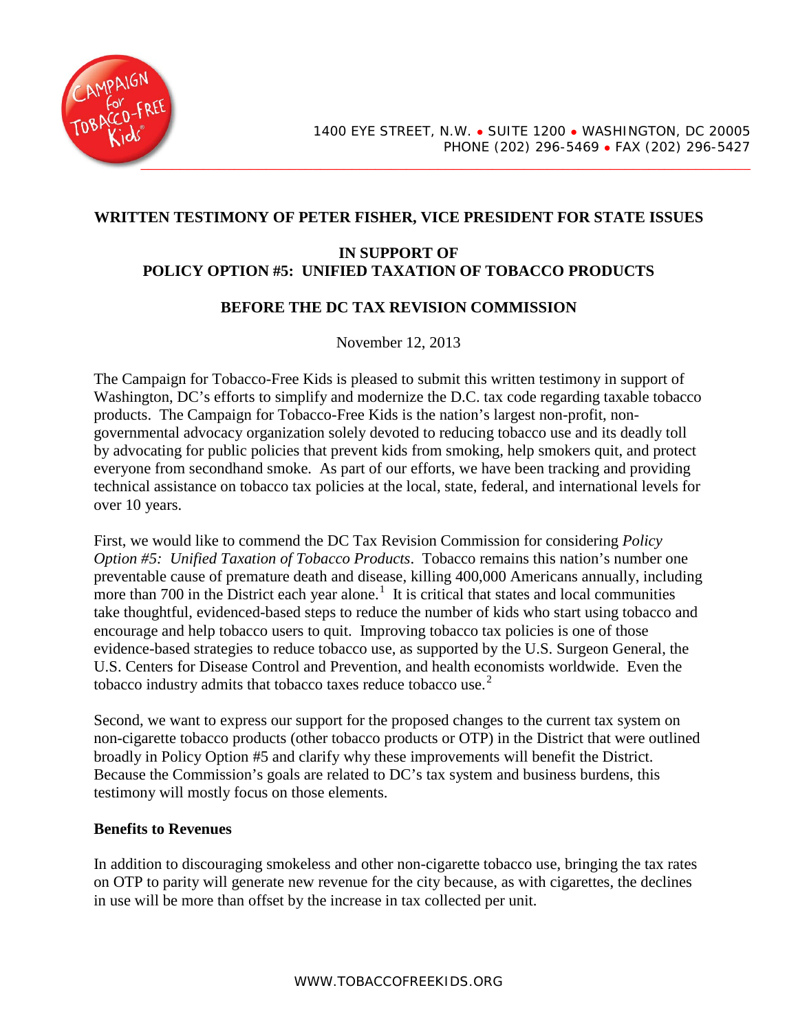1400 EYE STREET, N.W. • SUITE 1200 • WASHINGTON, DC 20005
PHONE (202) 296-5469 • FAX (202) 296-5427

**WRITTEN TESTIMONY OF PETER FISHER, VICE PRESIDENT FOR STATE ISSUES**

**IN SUPPORT OF**
**POLICY OPTION #5: UNIFIED TAXATION OF TOBACCO PRODUCTS**

**BEFORE THE DC TAX REVISION COMMISSION**

November 12, 2013

The Campaign for Tobacco-Free Kids is pleased to submit this written testimony in support of Washington, DC's efforts to simplify and modernize the D.C. tax code regarding taxable tobacco products. The Campaign for Tobacco-Free Kids is the nation's largest non-profit, non-governmental advocacy organization solely devoted to reducing tobacco use and its deadly toll by advocating for public policies that prevent kids from smoking, help smokers quit, and protect everyone from secondhand smoke. As part of our efforts, we have been tracking and providing technical assistance on tobacco tax policies at the local, state, federal, and international levels for over 10 years.

First, we would like to commend the DC Tax Revision Commission for considering *Policy Option #5: Unified Taxation of Tobacco Products*. Tobacco remains this nation's number one preventable cause of premature death and disease, killing 400,000 Americans annually, including more than 700 in the District each year alone.[1] It is critical that states and local communities take thoughtful, evidenced-based steps to reduce the number of kids who start using tobacco and encourage and help tobacco users to quit. Improving tobacco tax policies is one of those evidence-based strategies to reduce tobacco use, as supported by the U.S. Surgeon General, the U.S. Centers for Disease Control and Prevention, and health economists worldwide. Even the tobacco industry admits that tobacco taxes reduce tobacco use.[2]

Second, we want to express our support for the proposed changes to the current tax system on non-cigarette tobacco products (other tobacco products or OTP) in the District that were outlined broadly in Policy Option #5 and clarify why these improvements will benefit the District. Because the Commission's goals are related to DC's tax system and business burdens, this testimony will mostly focus on those elements.

**Benefits to Revenues**

In addition to discouraging smokeless and other non-cigarette tobacco use, bringing the tax rates on OTP to parity will generate new revenue for the city because, as with cigarettes, the declines in use will be more than offset by the increase in tax collected per unit.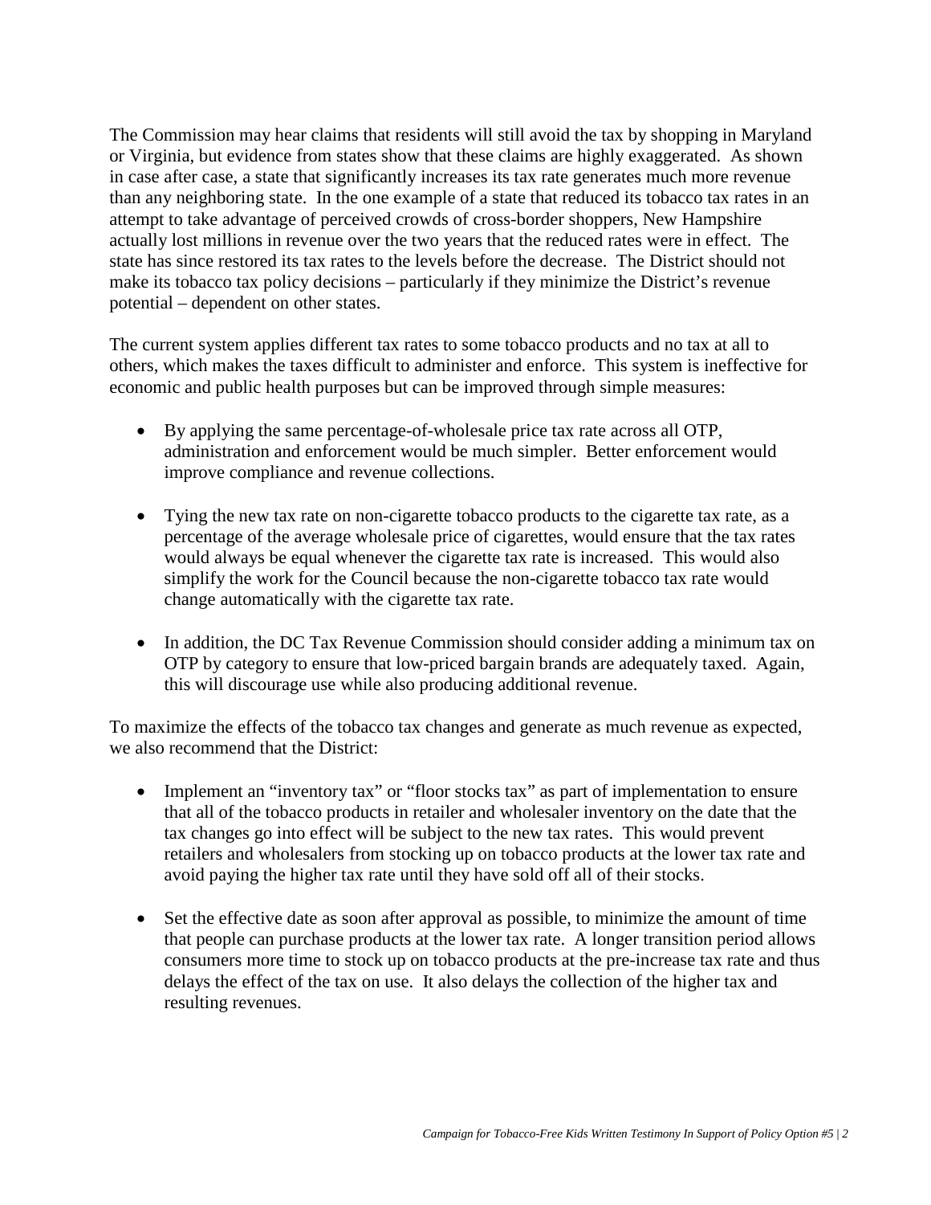The Commission may hear claims that residents will still avoid the tax by shopping in Maryland or Virginia, but evidence from states show that these claims are highly exaggerated. As shown in case after case, a state that significantly increases its tax rate generates much more revenue than any neighboring state. In the one example of a state that reduced its tobacco tax rates in an attempt to take advantage of perceived crowds of cross-border shoppers, New Hampshire actually lost millions in revenue over the two years that the reduced rates were in effect. The state has since restored its tax rates to the levels before the decrease. The District should not make its tobacco tax policy decisions – particularly if they minimize the District's revenue potential – dependent on other states.

The current system applies different tax rates to some tobacco products and no tax at all to others, which makes the taxes difficult to administer and enforce. This system is ineffective for economic and public health purposes but can be improved through simple measures:

- By applying the same percentage-of-wholesale price tax rate across all OTP, administration and enforcement would be much simpler. Better enforcement would improve compliance and revenue collections.

- Tying the new tax rate on non-cigarette tobacco products to the cigarette tax rate, as a percentage of the average wholesale price of cigarettes, would ensure that the tax rates would always be equal whenever the cigarette tax rate is increased. This would also simplify the work for the Council because the non-cigarette tobacco tax rate would change automatically with the cigarette tax rate.

- In addition, the DC Tax Revenue Commission should consider adding a minimum tax on OTP by category to ensure that low-priced bargain brands are adequately taxed. Again, this will discourage use while also producing additional revenue.

To maximize the effects of the tobacco tax changes and generate as much revenue as expected, we also recommend that the District:

- Implement an "inventory tax" or "floor stocks tax" as part of implementation to ensure that all of the tobacco products in retailer and wholesaler inventory on the date that the tax changes go into effect will be subject to the new tax rates. This would prevent retailers and wholesalers from stocking up on tobacco products at the lower tax rate and avoid paying the higher tax rate until they have sold off all of their stocks.

- Set the effective date as soon after approval as possible, to minimize the amount of time that people can purchase products at the lower tax rate. A longer transition period allows consumers more time to stock up on tobacco products at the pre-increase tax rate and thus delays the effect of the tax on use. It also delays the collection of the higher tax and resulting revenues.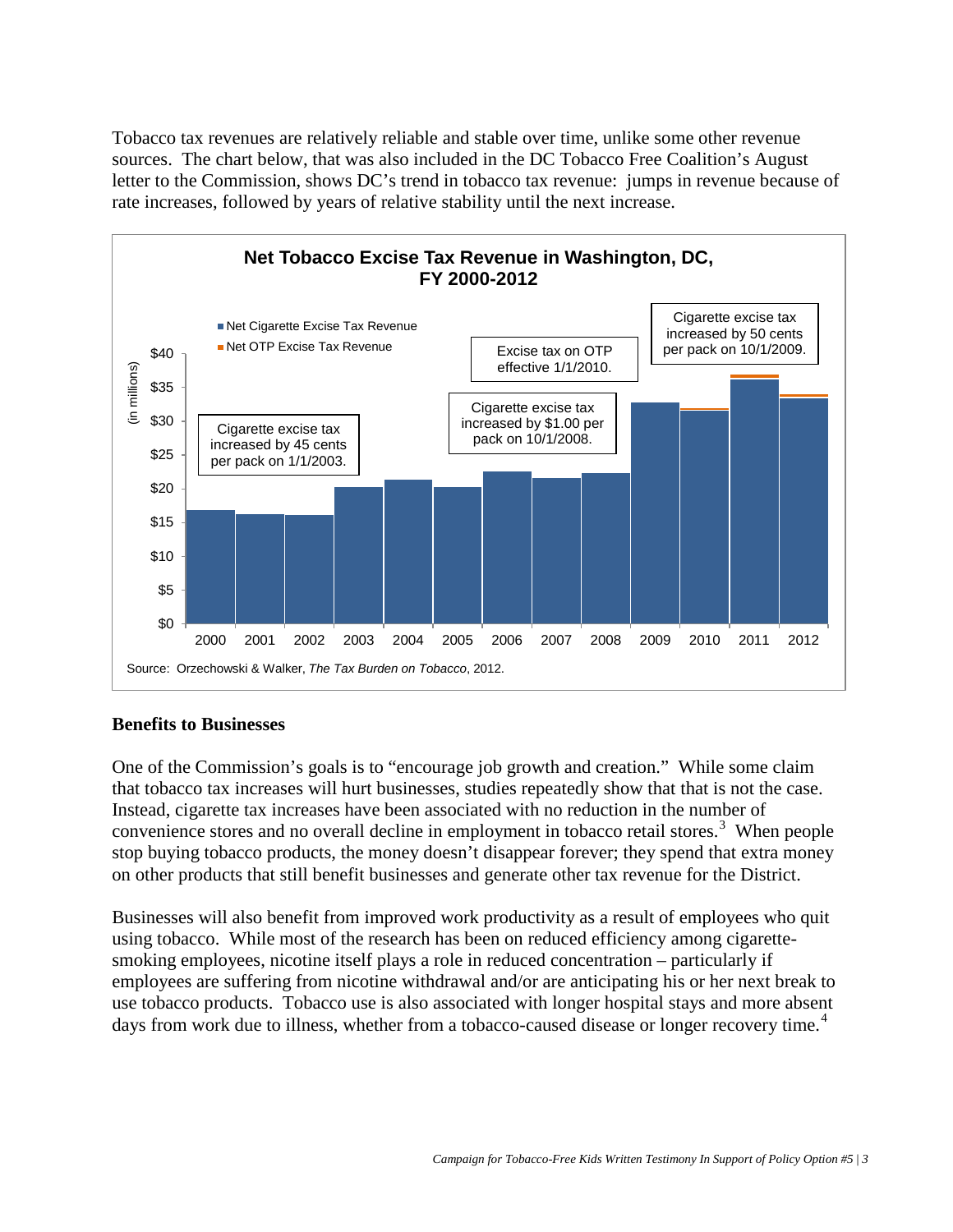Tobacco tax revenues are relatively reliable and stable over time, unlike some other revenue sources. The chart below, that was also included in the DC Tobacco Free Coalition's August letter to the Commission, shows DC's trend in tobacco tax revenue: jumps in revenue because of rate increases, followed by years of relative stability until the next increase.

**Net Tobacco Excise Tax Revenue in Washington, DC, FY 2000-2012**

- Net Cigarette Excise Tax Revenue
- Net OTP Excise Tax Revenue

(in millions)

Cigarette excise tax increased by 45 cents per pack on 1/1/2003.

Cigarette excise tax increased by $1.00 per pack on 10/1/2008.

Excise tax on OTP effective 1/1/2010.

Cigarette excise tax increased by 50 cents per pack on 10/1/2009.

Source: Orzechowski & Walker, *The Tax Burden on Tobacco*, 2012.

## Benefits to Businesses

One of the Commission's goals is to "encourage job growth and creation." While some claim that tobacco tax increases will hurt businesses, studies repeatedly show that that is not the case. Instead, cigarette tax increases have been associated with no reduction in the number of convenience stores and no overall decline in employment in tobacco retail stores.[3] When people stop buying tobacco products, the money doesn't disappear forever; they spend that extra money on other products that still benefit businesses and generate other tax revenue for the District.

Businesses will also benefit from improved work productivity as a result of employees who quit using tobacco. While most of the research has been on reduced efficiency among cigarette-smoking employees, nicotine itself plays a role in reduced concentration – particularly if employees are suffering from nicotine withdrawal and/or are anticipating his or her next break to use tobacco products. Tobacco use is also associated with longer hospital stays and more absent days from work due to illness, whether from a tobacco-caused disease or longer recovery time.[4]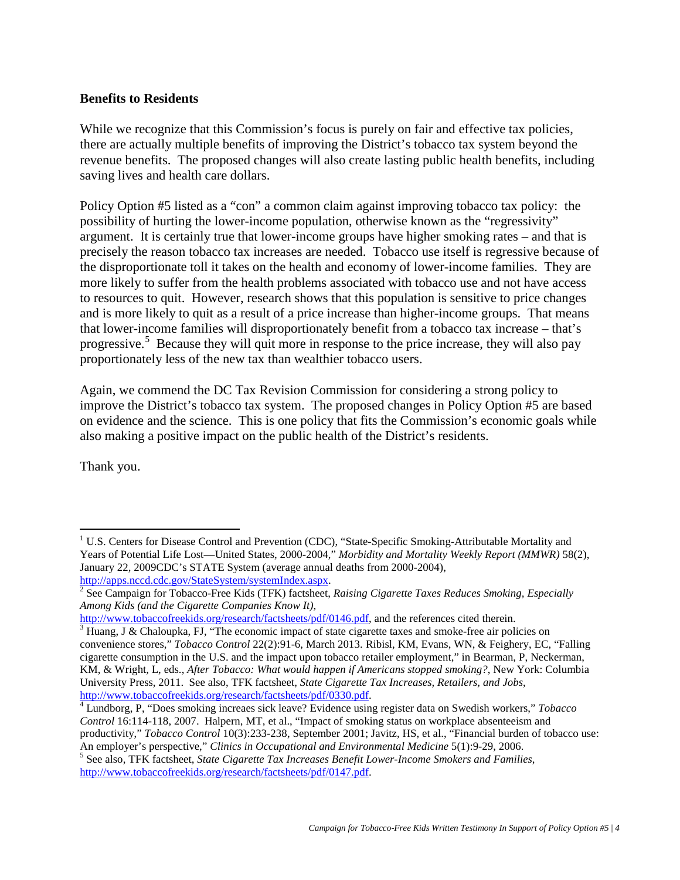**Benefits to Residents**

While we recognize that this Commission's focus is purely on fair and effective tax policies, there are actually multiple benefits of improving the District's tobacco tax system beyond the revenue benefits. The proposed changes will also create lasting public health benefits, including saving lives and health care dollars.

Policy Option #5 listed as a "con" a common claim against improving tobacco tax policy: the possibility of hurting the lower-income population, otherwise known as the "regressivity" argument. It is certainly true that lower-income groups have higher smoking rates – and that is precisely the reason tobacco tax increases are needed. Tobacco use itself is regressive because of the disproportionate toll it takes on the health and economy of lower-income families. They are more likely to suffer from the health problems associated with tobacco use and not have access to resources to quit. However, research shows that this population is sensitive to price changes and is more likely to quit as a result of a price increase than higher-income groups. That means that lower-income families will disproportionately benefit from a tobacco tax increase – that's progressive.[5] Because they will quit more in response to the price increase, they will also pay proportionately less of the new tax than wealthier tobacco users.

Again, we commend the DC Tax Revision Commission for considering a strong policy to improve the District's tobacco tax system. The proposed changes in Policy Option #5 are based on evidence and the science. This is one policy that fits the Commission's economic goals while also making a positive impact on the public health of the District's residents.

Thank you.

---

[1] U.S. Centers for Disease Control and Prevention (CDC), "State-Specific Smoking-Attributable Mortality and Years of Potential Life Lost—United States, 2000-2004," *Morbidity and Mortality Weekly Report (MMWR)* 58(2), January 22, 2009CDC's STATE System (average annual deaths from 2000-2004), http://apps.nccd.cdc.gov/StateSystem/systemIndex.aspx.

[2] See Campaign for Tobacco-Free Kids (TFK) factsheet, *Raising Cigarette Taxes Reduces Smoking, Especially Among Kids (and the Cigarette Companies Know It)*, http://www.tobaccofreekids.org/research/factsheets/pdf/0146.pdf, and the references cited therein.

[3] Huang, J & Chaloupka, FJ, "The economic impact of state cigarette taxes and smoke-free air policies on convenience stores," *Tobacco Control* 22(2):91-6, March 2013. Ribisl, KM, Evans, WN, & Feighery, EC, "Falling cigarette consumption in the U.S. and the impact upon tobacco retailer employment," in Bearman, P, Neckerman, KM, & Wright, L, eds., *After Tobacco: What would happen if Americans stopped smoking?*, New York: Columbia University Press, 2011. See also, TFK factsheet, *State Cigarette Tax Increases, Retailers, and Jobs*, http://www.tobaccofreekids.org/research/factsheets/pdf/0330.pdf.

[4] Lundborg, P, "Does smoking increaes sick leave? Evidence using register data on Swedish workers," *Tobacco Control* 16:114-118, 2007. Halpern, MT, et al., "Impact of smoking status on workplace absenteeism and productivity," *Tobacco Control* 10(3):233-238, September 2001; Javitz, HS, et al., "Financial burden of tobacco use: An employer's perspective," *Clinics in Occupational and Environmental Medicine* 5(1):9-29, 2006.

[5] See also, TFK factsheet, *State Cigarette Tax Increases Benefit Lower-Income Smokers and Families*, http://www.tobaccofreekids.org/research/factsheets/pdf/0147.pdf.